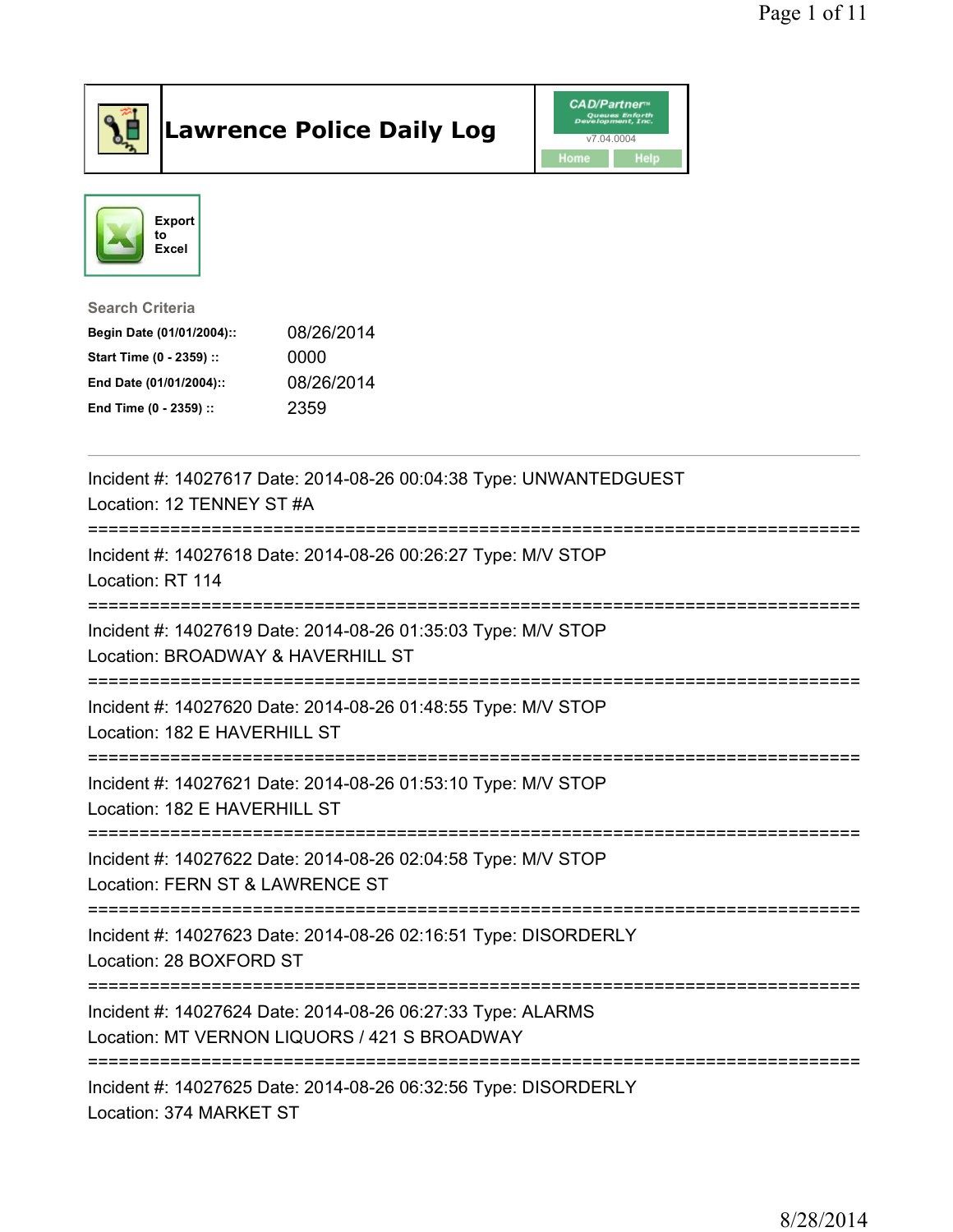# Lawrence Police Daily Log

Export to Excel

**Search Criteria**

| | |
|---|---|
| **Begin Date (01/01/2004)::** | 08/26/2014 |
| **Start Time (0 - 2359) ::** | 0000 |
| **End Date (01/01/2004)::** | 08/26/2014 |
| **End Time (0 - 2359) ::** | 2359 |

---

Incident #: 14027617 Date: 2014-08-26 00:04:38 Type: UNWANTEDGUEST
Location: 12 TENNEY ST #A

===========================================================================

Incident #: 14027618 Date: 2014-08-26 00:26:27 Type: M/V STOP
Location: RT 114

===========================================================================

Incident #: 14027619 Date: 2014-08-26 01:35:03 Type: M/V STOP
Location: BROADWAY & HAVERHILL ST

===========================================================================

Incident #: 14027620 Date: 2014-08-26 01:48:55 Type: M/V STOP
Location: 182 E HAVERHILL ST

===========================================================================

Incident #: 14027621 Date: 2014-08-26 01:53:10 Type: M/V STOP
Location: 182 E HAVERHILL ST

===========================================================================

Incident #: 14027622 Date: 2014-08-26 02:04:58 Type: M/V STOP
Location: FERN ST & LAWRENCE ST

===========================================================================

Incident #: 14027623 Date: 2014-08-26 02:16:51 Type: DISORDERLY
Location: 28 BOXFORD ST

===========================================================================

Incident #: 14027624 Date: 2014-08-26 06:27:33 Type: ALARMS
Location: MT VERNON LIQUORS / 421 S BROADWAY

===========================================================================

Incident #: 14027625 Date: 2014-08-26 06:32:56 Type: DISORDERLY
Location: 374 MARKET ST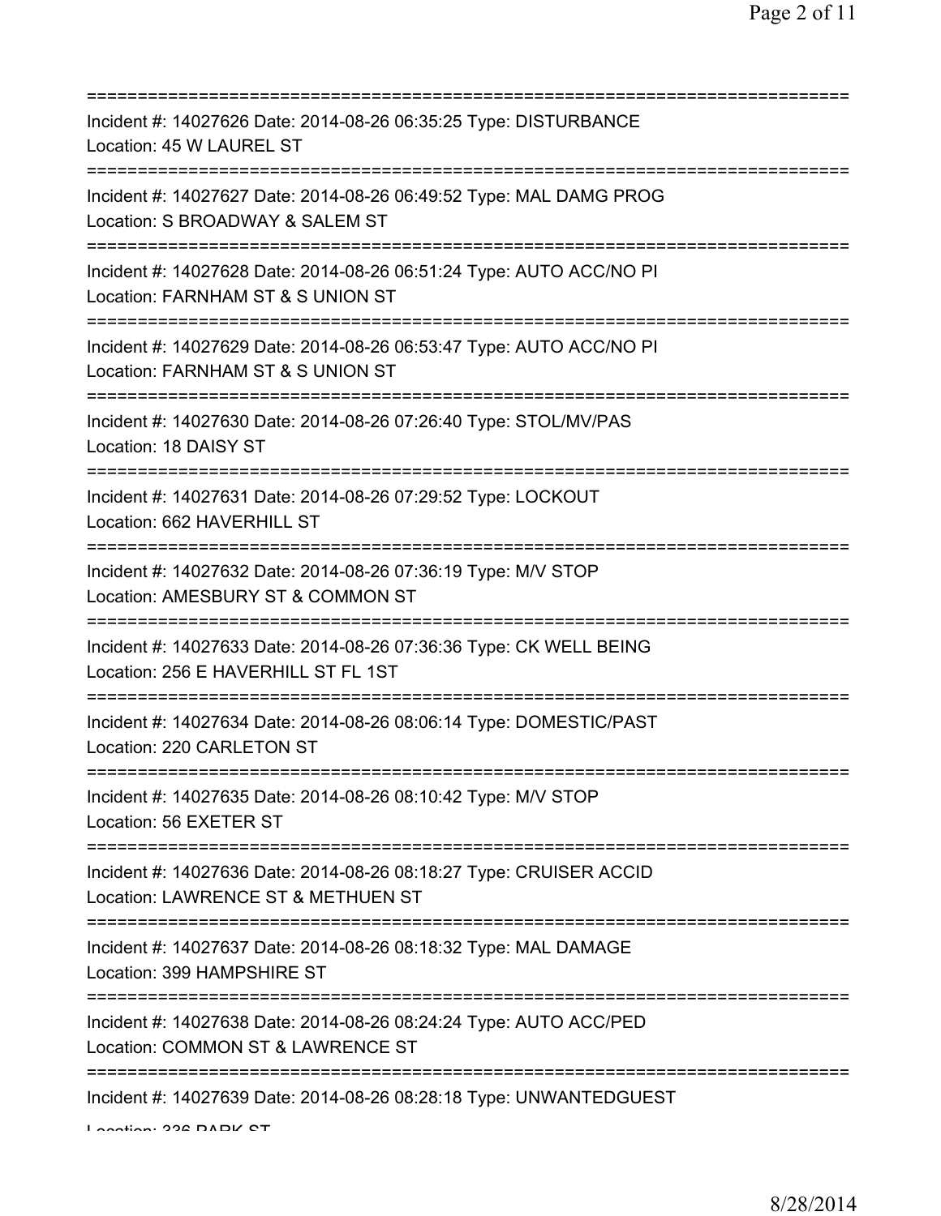===========================================================================
Incident #: 14027626 Date: 2014-08-26 06:35:25 Type: DISTURBANCE
Location: 45 W LAUREL ST
===========================================================================
Incident #: 14027627 Date: 2014-08-26 06:49:52 Type: MAL DAMG PROG
Location: S BROADWAY & SALEM ST
===========================================================================
Incident #: 14027628 Date: 2014-08-26 06:51:24 Type: AUTO ACC/NO PI
Location: FARNHAM ST & S UNION ST
===========================================================================
Incident #: 14027629 Date: 2014-08-26 06:53:47 Type: AUTO ACC/NO PI
Location: FARNHAM ST & S UNION ST
===========================================================================
Incident #: 14027630 Date: 2014-08-26 07:26:40 Type: STOL/MV/PAS
Location: 18 DAISY ST
===========================================================================
Incident #: 14027631 Date: 2014-08-26 07:29:52 Type: LOCKOUT
Location: 662 HAVERHILL ST
===========================================================================
Incident #: 14027632 Date: 2014-08-26 07:36:19 Type: M/V STOP
Location: AMESBURY ST & COMMON ST
===========================================================================
Incident #: 14027633 Date: 2014-08-26 07:36:36 Type: CK WELL BEING
Location: 256 E HAVERHILL ST FL 1ST
===========================================================================
Incident #: 14027634 Date: 2014-08-26 08:06:14 Type: DOMESTIC/PAST
Location: 220 CARLETON ST
===========================================================================
Incident #: 14027635 Date: 2014-08-26 08:10:42 Type: M/V STOP
Location: 56 EXETER ST
===========================================================================
Incident #: 14027636 Date: 2014-08-26 08:18:27 Type: CRUISER ACCID
Location: LAWRENCE ST & METHUEN ST
===========================================================================
Incident #: 14027637 Date: 2014-08-26 08:18:32 Type: MAL DAMAGE
Location: 399 HAMPSHIRE ST
===========================================================================
Incident #: 14027638 Date: 2014-08-26 08:24:24 Type: AUTO ACC/PED
Location: COMMON ST & LAWRENCE ST
===========================================================================
Incident #: 14027639 Date: 2014-08-26 08:28:18 Type: UNWANTEDGUEST
Location: 336 PARK ST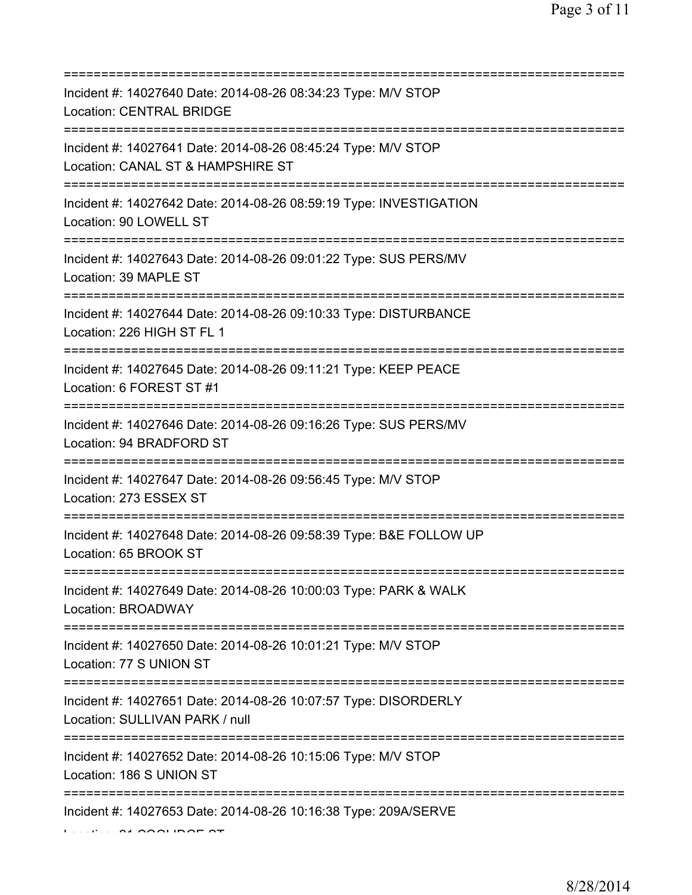===========================================================================
Incident #: 14027640 Date: 2014-08-26 08:34:23 Type: M/V STOP
Location: CENTRAL BRIDGE
===========================================================================
Incident #: 14027641 Date: 2014-08-26 08:45:24 Type: M/V STOP
Location: CANAL ST & HAMPSHIRE ST
===========================================================================
Incident #: 14027642 Date: 2014-08-26 08:59:19 Type: INVESTIGATION
Location: 90 LOWELL ST
===========================================================================
Incident #: 14027643 Date: 2014-08-26 09:01:22 Type: SUS PERS/MV
Location: 39 MAPLE ST
===========================================================================
Incident #: 14027644 Date: 2014-08-26 09:10:33 Type: DISTURBANCE
Location: 226 HIGH ST FL 1
===========================================================================
Incident #: 14027645 Date: 2014-08-26 09:11:21 Type: KEEP PEACE
Location: 6 FOREST ST #1
===========================================================================
Incident #: 14027646 Date: 2014-08-26 09:16:26 Type: SUS PERS/MV
Location: 94 BRADFORD ST
===========================================================================
Incident #: 14027647 Date: 2014-08-26 09:56:45 Type: M/V STOP
Location: 273 ESSEX ST
===========================================================================
Incident #: 14027648 Date: 2014-08-26 09:58:39 Type: B&E FOLLOW UP
Location: 65 BROOK ST
===========================================================================
Incident #: 14027649 Date: 2014-08-26 10:00:03 Type: PARK & WALK
Location: BROADWAY
===========================================================================
Incident #: 14027650 Date: 2014-08-26 10:01:21 Type: M/V STOP
Location: 77 S UNION ST
===========================================================================
Incident #: 14027651 Date: 2014-08-26 10:07:57 Type: DISORDERLY
Location: SULLIVAN PARK / null
===========================================================================
Incident #: 14027652 Date: 2014-08-26 10:15:06 Type: M/V STOP
Location: 186 S UNION ST
===========================================================================
Incident #: 14027653 Date: 2014-08-26 10:16:38 Type: 209A/SERVE
Location: 21 COOLIDGE ST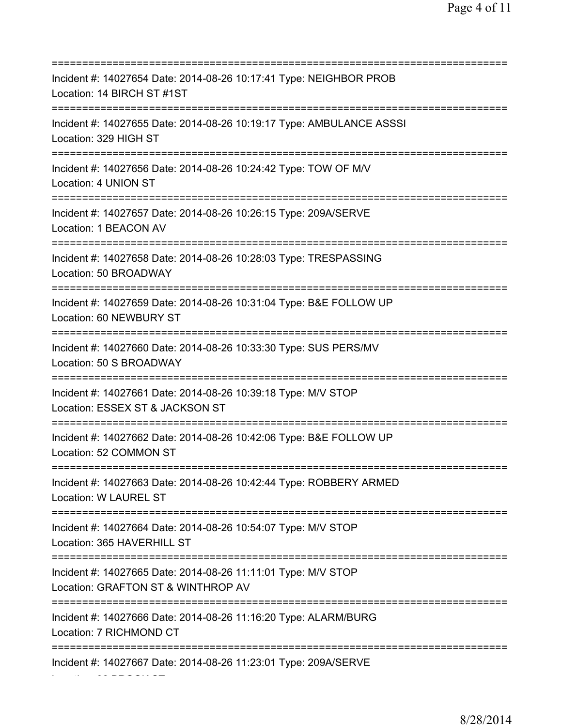===========================================================================

Incident #: 14027654 Date: 2014-08-26 10:17:41 Type: NEIGHBOR PROB
Location: 14 BIRCH ST #1ST

===========================================================================

Incident #: 14027655 Date: 2014-08-26 10:19:17 Type: AMBULANCE ASSSI
Location: 329 HIGH ST

===========================================================================

Incident #: 14027656 Date: 2014-08-26 10:24:42 Type: TOW OF M/V
Location: 4 UNION ST

===========================================================================

Incident #: 14027657 Date: 2014-08-26 10:26:15 Type: 209A/SERVE
Location: 1 BEACON AV

===========================================================================

Incident #: 14027658 Date: 2014-08-26 10:28:03 Type: TRESPASSING
Location: 50 BROADWAY

===========================================================================

Incident #: 14027659 Date: 2014-08-26 10:31:04 Type: B&E FOLLOW UP
Location: 60 NEWBURY ST

===========================================================================

Incident #: 14027660 Date: 2014-08-26 10:33:30 Type: SUS PERS/MV
Location: 50 S BROADWAY

===========================================================================

Incident #: 14027661 Date: 2014-08-26 10:39:18 Type: M/V STOP
Location: ESSEX ST & JACKSON ST

===========================================================================

Incident #: 14027662 Date: 2014-08-26 10:42:06 Type: B&E FOLLOW UP
Location: 52 COMMON ST

===========================================================================

Incident #: 14027663 Date: 2014-08-26 10:42:44 Type: ROBBERY ARMED
Location: W LAUREL ST

===========================================================================

Incident #: 14027664 Date: 2014-08-26 10:54:07 Type: M/V STOP
Location: 365 HAVERHILL ST

===========================================================================

Incident #: 14027665 Date: 2014-08-26 11:11:01 Type: M/V STOP
Location: GRAFTON ST & WINTHROP AV

===========================================================================

Incident #: 14027666 Date: 2014-08-26 11:16:20 Type: ALARM/BURG
Location: 7 RICHMOND CT

===========================================================================

Incident #: 14027667 Date: 2014-08-26 11:23:01 Type: 209A/SERVE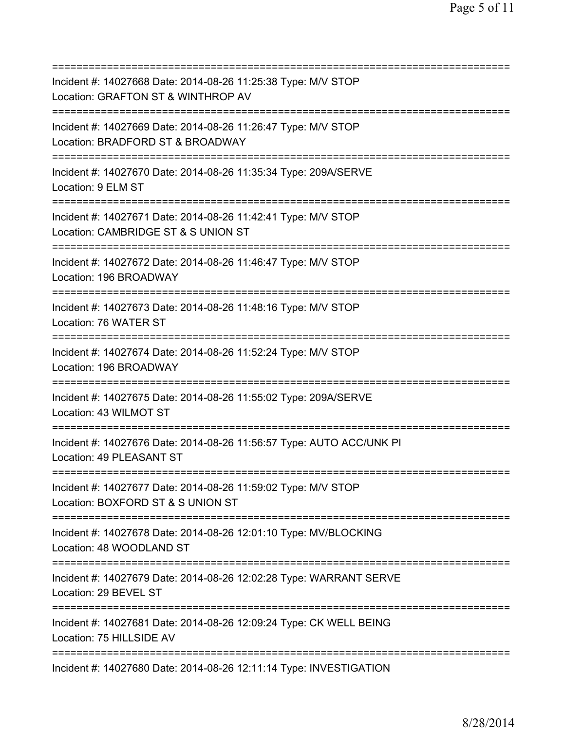===========================================================================

Incident #: 14027668 Date: 2014-08-26 11:25:38 Type: M/V STOP
Location: GRAFTON ST & WINTHROP AV

===========================================================================

Incident #: 14027669 Date: 2014-08-26 11:26:47 Type: M/V STOP
Location: BRADFORD ST & BROADWAY

===========================================================================

Incident #: 14027670 Date: 2014-08-26 11:35:34 Type: 209A/SERVE
Location: 9 ELM ST

===========================================================================

Incident #: 14027671 Date: 2014-08-26 11:42:41 Type: M/V STOP
Location: CAMBRIDGE ST & S UNION ST

===========================================================================

Incident #: 14027672 Date: 2014-08-26 11:46:47 Type: M/V STOP
Location: 196 BROADWAY

===========================================================================

Incident #: 14027673 Date: 2014-08-26 11:48:16 Type: M/V STOP
Location: 76 WATER ST

===========================================================================

Incident #: 14027674 Date: 2014-08-26 11:52:24 Type: M/V STOP
Location: 196 BROADWAY

===========================================================================

Incident #: 14027675 Date: 2014-08-26 11:55:02 Type: 209A/SERVE
Location: 43 WILMOT ST

===========================================================================

Incident #: 14027676 Date: 2014-08-26 11:56:57 Type: AUTO ACC/UNK PI
Location: 49 PLEASANT ST

===========================================================================

Incident #: 14027677 Date: 2014-08-26 11:59:02 Type: M/V STOP
Location: BOXFORD ST & S UNION ST

===========================================================================

Incident #: 14027678 Date: 2014-08-26 12:01:10 Type: MV/BLOCKING
Location: 48 WOODLAND ST

===========================================================================

Incident #: 14027679 Date: 2014-08-26 12:02:28 Type: WARRANT SERVE
Location: 29 BEVEL ST

===========================================================================

Incident #: 14027681 Date: 2014-08-26 12:09:24 Type: CK WELL BEING
Location: 75 HILLSIDE AV

===========================================================================

Incident #: 14027680 Date: 2014-08-26 12:11:14 Type: INVESTIGATION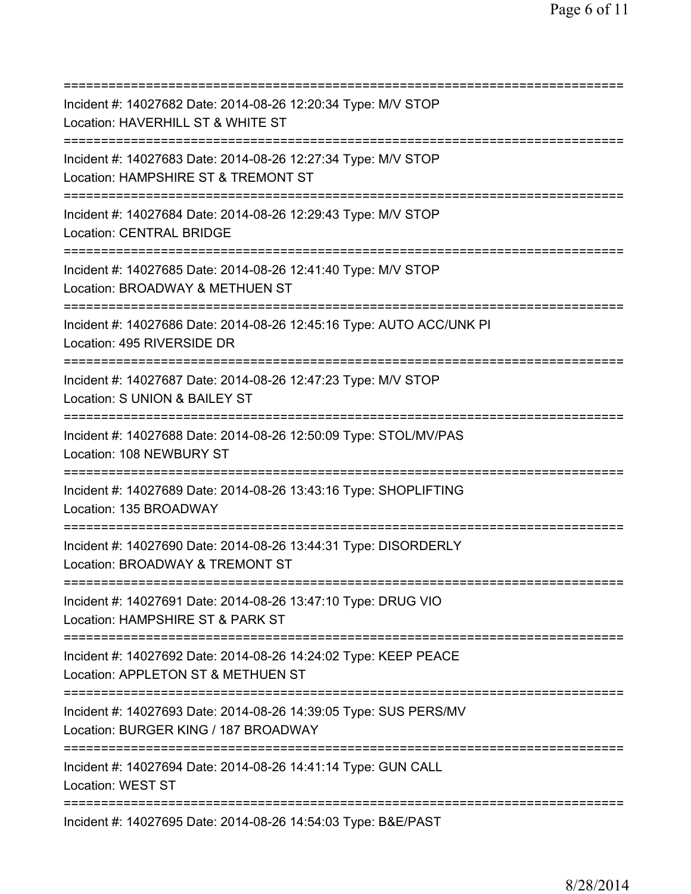===========================================================================

Incident #: 14027682 Date: 2014-08-26 12:20:34 Type: M/V STOP
Location: HAVERHILL ST & WHITE ST

===========================================================================

Incident #: 14027683 Date: 2014-08-26 12:27:34 Type: M/V STOP
Location: HAMPSHIRE ST & TREMONT ST

===========================================================================

Incident #: 14027684 Date: 2014-08-26 12:29:43 Type: M/V STOP
Location: CENTRAL BRIDGE

===========================================================================

Incident #: 14027685 Date: 2014-08-26 12:41:40 Type: M/V STOP
Location: BROADWAY & METHUEN ST

===========================================================================

Incident #: 14027686 Date: 2014-08-26 12:45:16 Type: AUTO ACC/UNK PI
Location: 495 RIVERSIDE DR

===========================================================================

Incident #: 14027687 Date: 2014-08-26 12:47:23 Type: M/V STOP
Location: S UNION & BAILEY ST

===========================================================================

Incident #: 14027688 Date: 2014-08-26 12:50:09 Type: STOL/MV/PAS
Location: 108 NEWBURY ST

===========================================================================

Incident #: 14027689 Date: 2014-08-26 13:43:16 Type: SHOPLIFTING
Location: 135 BROADWAY

===========================================================================

Incident #: 14027690 Date: 2014-08-26 13:44:31 Type: DISORDERLY
Location: BROADWAY & TREMONT ST

===========================================================================

Incident #: 14027691 Date: 2014-08-26 13:47:10 Type: DRUG VIO
Location: HAMPSHIRE ST & PARK ST

===========================================================================

Incident #: 14027692 Date: 2014-08-26 14:24:02 Type: KEEP PEACE
Location: APPLETON ST & METHUEN ST

===========================================================================

Incident #: 14027693 Date: 2014-08-26 14:39:05 Type: SUS PERS/MV
Location: BURGER KING / 187 BROADWAY

===========================================================================

Incident #: 14027694 Date: 2014-08-26 14:41:14 Type: GUN CALL
Location: WEST ST

===========================================================================

Incident #: 14027695 Date: 2014-08-26 14:54:03 Type: B&E/PAST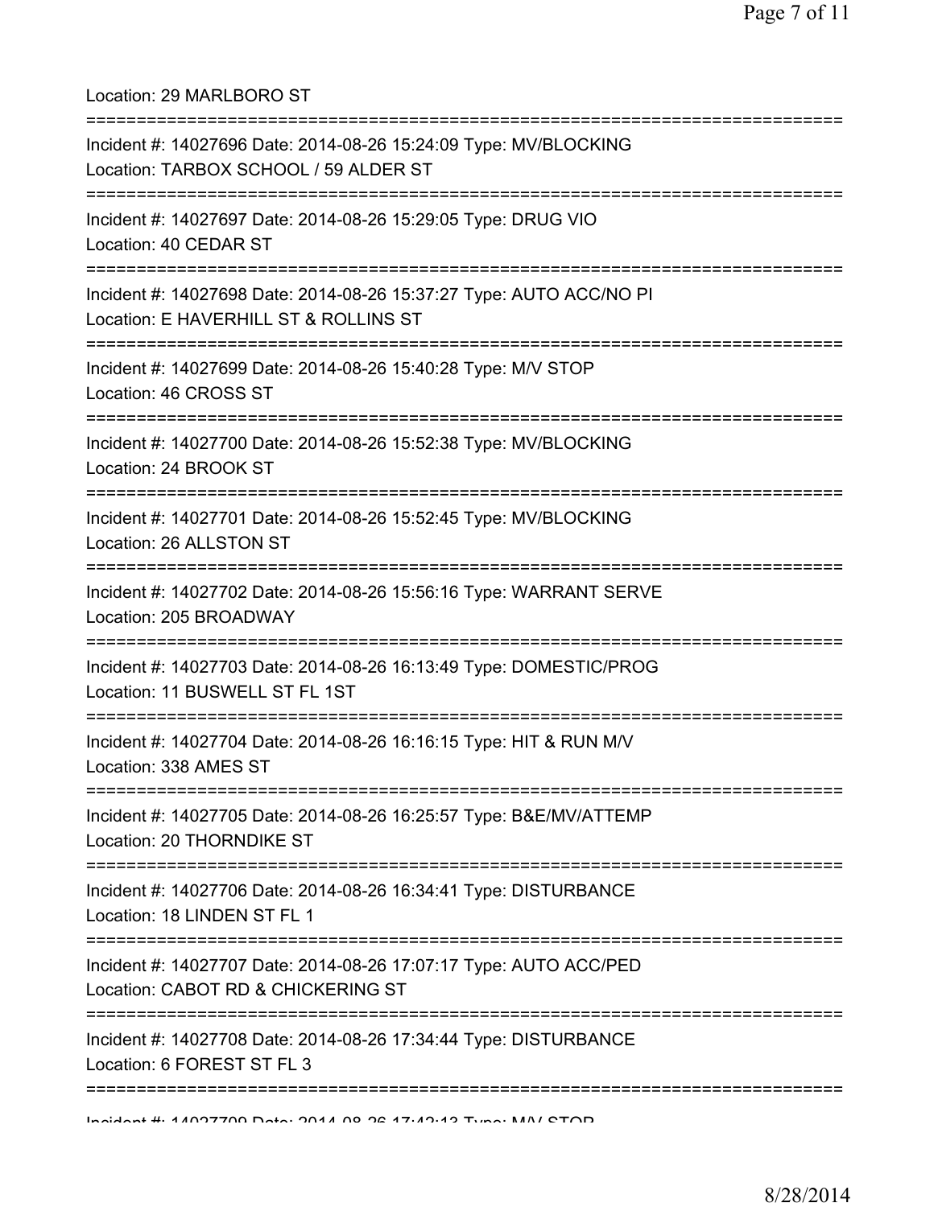Location: 29 MARLBORO ST

===========================================================================

Incident #: 14027696 Date: 2014-08-26 15:24:09 Type: MV/BLOCKING
Location: TARBOX SCHOOL / 59 ALDER ST

===========================================================================

Incident #: 14027697 Date: 2014-08-26 15:29:05 Type: DRUG VIO
Location: 40 CEDAR ST

===========================================================================

Incident #: 14027698 Date: 2014-08-26 15:37:27 Type: AUTO ACC/NO PI
Location: E HAVERHILL ST & ROLLINS ST

===========================================================================

Incident #: 14027699 Date: 2014-08-26 15:40:28 Type: M/V STOP
Location: 46 CROSS ST

===========================================================================

Incident #: 14027700 Date: 2014-08-26 15:52:38 Type: MV/BLOCKING
Location: 24 BROOK ST

===========================================================================

Incident #: 14027701 Date: 2014-08-26 15:52:45 Type: MV/BLOCKING
Location: 26 ALLSTON ST

===========================================================================

Incident #: 14027702 Date: 2014-08-26 15:56:16 Type: WARRANT SERVE
Location: 205 BROADWAY

===========================================================================

Incident #: 14027703 Date: 2014-08-26 16:13:49 Type: DOMESTIC/PROG
Location: 11 BUSWELL ST FL 1ST

===========================================================================

Incident #: 14027704 Date: 2014-08-26 16:16:15 Type: HIT & RUN M/V
Location: 338 AMES ST

===========================================================================

Incident #: 14027705 Date: 2014-08-26 16:25:57 Type: B&E/MV/ATTEMP
Location: 20 THORNDIKE ST

===========================================================================

Incident #: 14027706 Date: 2014-08-26 16:34:41 Type: DISTURBANCE
Location: 18 LINDEN ST FL 1

===========================================================================

Incident #: 14027707 Date: 2014-08-26 17:07:17 Type: AUTO ACC/PED
Location: CABOT RD & CHICKERING ST

===========================================================================

Incident #: 14027708 Date: 2014-08-26 17:34:44 Type: DISTURBANCE
Location: 6 FOREST ST FL 3

===========================================================================

Incident #: 14027709 Date: 2014-08-26 17:42:13 Type: M/V STOP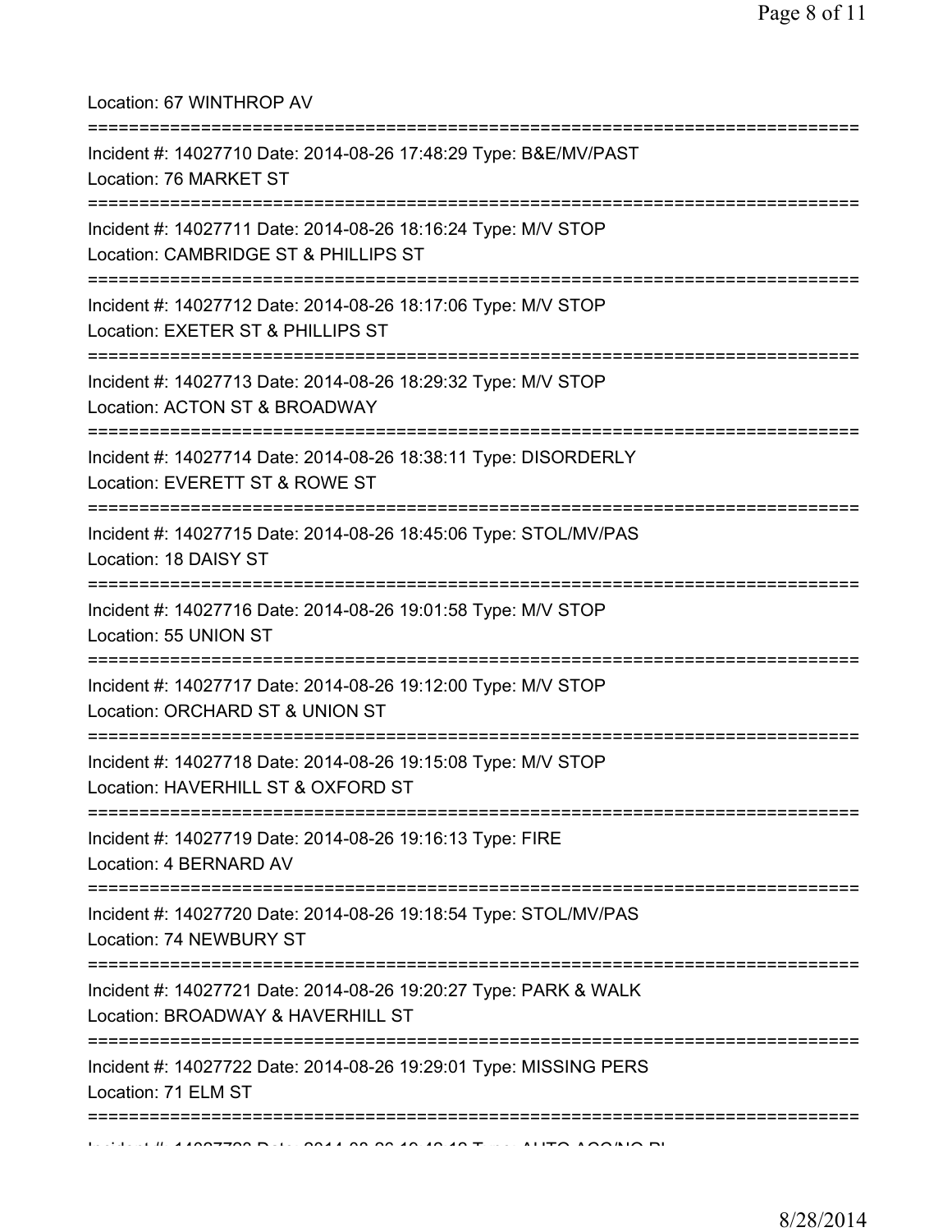Location: 67 WINTHROP AV

===========================================================================

Incident #: 14027710 Date: 2014-08-26 17:48:29 Type: B&E/MV/PAST
Location: 76 MARKET ST

===========================================================================

Incident #: 14027711 Date: 2014-08-26 18:16:24 Type: M/V STOP
Location: CAMBRIDGE ST & PHILLIPS ST

===========================================================================

Incident #: 14027712 Date: 2014-08-26 18:17:06 Type: M/V STOP
Location: EXETER ST & PHILLIPS ST

===========================================================================

Incident #: 14027713 Date: 2014-08-26 18:29:32 Type: M/V STOP
Location: ACTON ST & BROADWAY

===========================================================================

Incident #: 14027714 Date: 2014-08-26 18:38:11 Type: DISORDERLY
Location: EVERETT ST & ROWE ST

===========================================================================

Incident #: 14027715 Date: 2014-08-26 18:45:06 Type: STOL/MV/PAS
Location: 18 DAISY ST

===========================================================================

Incident #: 14027716 Date: 2014-08-26 19:01:58 Type: M/V STOP
Location: 55 UNION ST

===========================================================================

Incident #: 14027717 Date: 2014-08-26 19:12:00 Type: M/V STOP
Location: ORCHARD ST & UNION ST

===========================================================================

Incident #: 14027718 Date: 2014-08-26 19:15:08 Type: M/V STOP
Location: HAVERHILL ST & OXFORD ST

===========================================================================

Incident #: 14027719 Date: 2014-08-26 19:16:13 Type: FIRE
Location: 4 BERNARD AV

===========================================================================

Incident #: 14027720 Date: 2014-08-26 19:18:54 Type: STOL/MV/PAS
Location: 74 NEWBURY ST

===========================================================================

Incident #: 14027721 Date: 2014-08-26 19:20:27 Type: PARK & WALK
Location: BROADWAY & HAVERHILL ST

===========================================================================

Incident #: 14027722 Date: 2014-08-26 19:29:01 Type: MISSING PERS
Location: 71 ELM ST

===========================================================================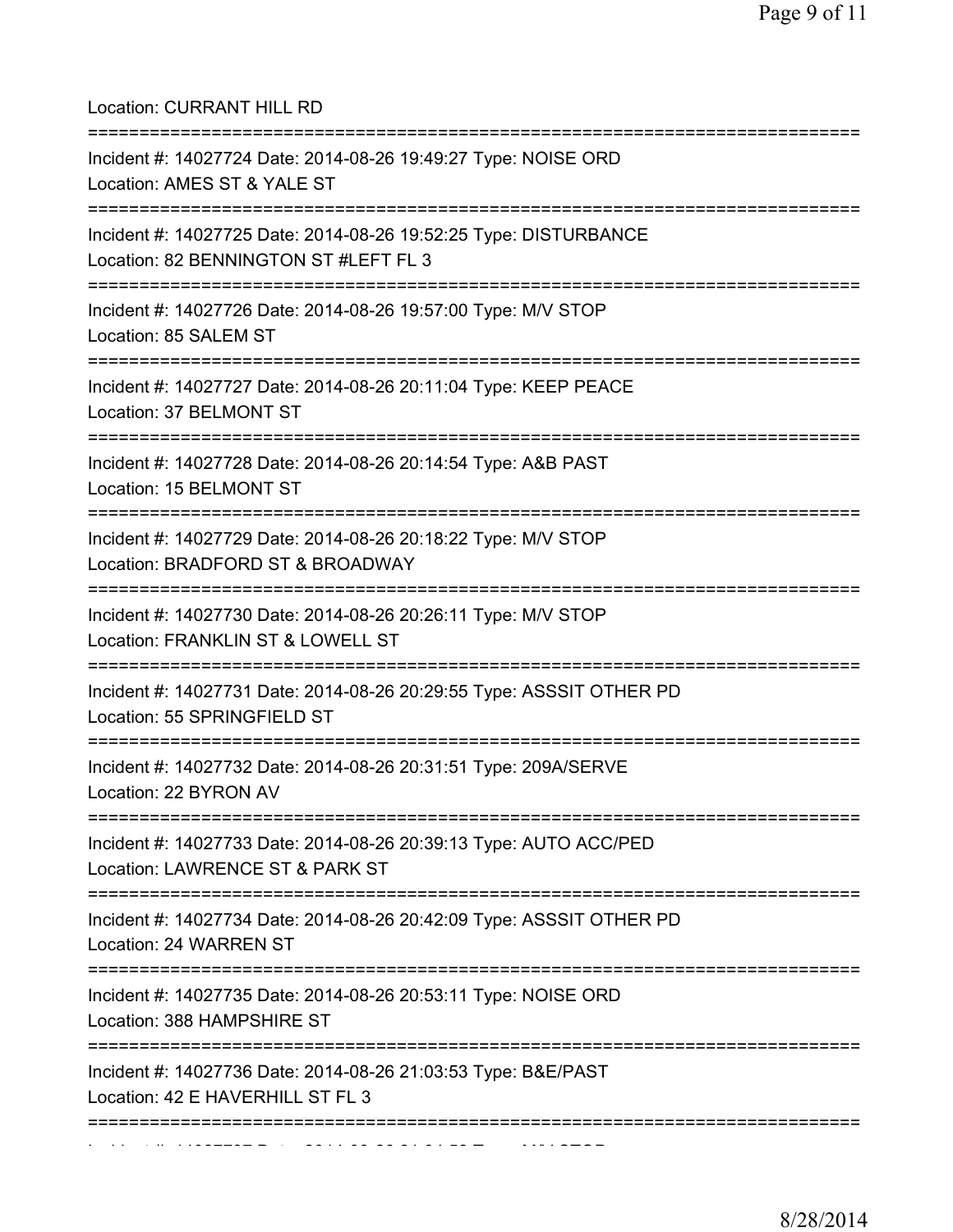Location: CURRANT HILL RD

===========================================================================

Incident #: 14027724 Date: 2014-08-26 19:49:27 Type: NOISE ORD
Location: AMES ST & YALE ST

===========================================================================

Incident #: 14027725 Date: 2014-08-26 19:52:25 Type: DISTURBANCE
Location: 82 BENNINGTON ST #LEFT FL 3

===========================================================================

Incident #: 14027726 Date: 2014-08-26 19:57:00 Type: M/V STOP
Location: 85 SALEM ST

===========================================================================

Incident #: 14027727 Date: 2014-08-26 20:11:04 Type: KEEP PEACE
Location: 37 BELMONT ST

===========================================================================

Incident #: 14027728 Date: 2014-08-26 20:14:54 Type: A&B PAST
Location: 15 BELMONT ST

===========================================================================

Incident #: 14027729 Date: 2014-08-26 20:18:22 Type: M/V STOP
Location: BRADFORD ST & BROADWAY

===========================================================================

Incident #: 14027730 Date: 2014-08-26 20:26:11 Type: M/V STOP
Location: FRANKLIN ST & LOWELL ST

===========================================================================

Incident #: 14027731 Date: 2014-08-26 20:29:55 Type: ASSSIT OTHER PD
Location: 55 SPRINGFIELD ST

===========================================================================

Incident #: 14027732 Date: 2014-08-26 20:31:51 Type: 209A/SERVE
Location: 22 BYRON AV

===========================================================================

Incident #: 14027733 Date: 2014-08-26 20:39:13 Type: AUTO ACC/PED
Location: LAWRENCE ST & PARK ST

===========================================================================

Incident #: 14027734 Date: 2014-08-26 20:42:09 Type: ASSSIT OTHER PD
Location: 24 WARREN ST

===========================================================================

Incident #: 14027735 Date: 2014-08-26 20:53:11 Type: NOISE ORD
Location: 388 HAMPSHIRE ST

===========================================================================

Incident #: 14027736 Date: 2014-08-26 21:03:53 Type: B&E/PAST
Location: 42 E HAVERHILL ST FL 3

===========================================================================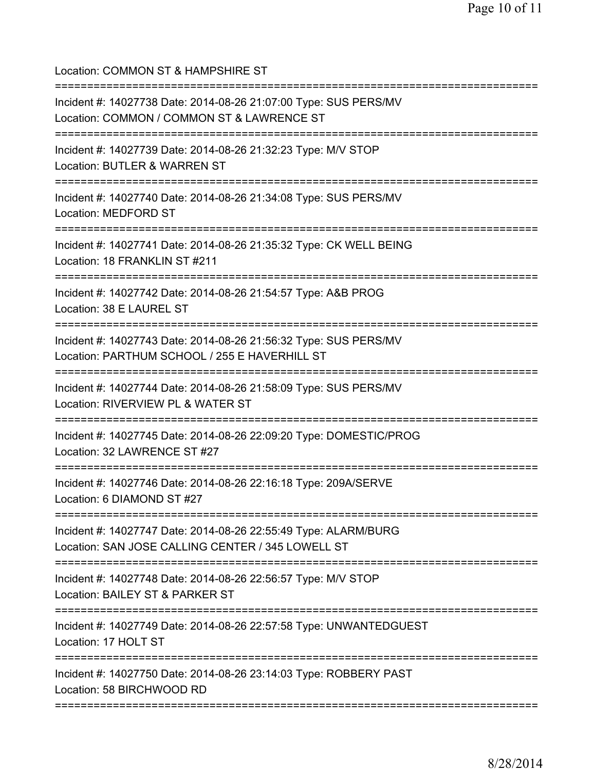Location: COMMON ST & HAMPSHIRE ST

===========================================================================

Incident #: 14027738 Date: 2014-08-26 21:07:00 Type: SUS PERS/MV
Location: COMMON / COMMON ST & LAWRENCE ST

===========================================================================

Incident #: 14027739 Date: 2014-08-26 21:32:23 Type: M/V STOP
Location: BUTLER & WARREN ST

===========================================================================

Incident #: 14027740 Date: 2014-08-26 21:34:08 Type: SUS PERS/MV
Location: MEDFORD ST

===========================================================================

Incident #: 14027741 Date: 2014-08-26 21:35:32 Type: CK WELL BEING
Location: 18 FRANKLIN ST #211

===========================================================================

Incident #: 14027742 Date: 2014-08-26 21:54:57 Type: A&B PROG
Location: 38 E LAUREL ST

===========================================================================

Incident #: 14027743 Date: 2014-08-26 21:56:32 Type: SUS PERS/MV
Location: PARTHUM SCHOOL / 255 E HAVERHILL ST

===========================================================================

Incident #: 14027744 Date: 2014-08-26 21:58:09 Type: SUS PERS/MV
Location: RIVERVIEW PL & WATER ST

===========================================================================

Incident #: 14027745 Date: 2014-08-26 22:09:20 Type: DOMESTIC/PROG
Location: 32 LAWRENCE ST #27

===========================================================================

Incident #: 14027746 Date: 2014-08-26 22:16:18 Type: 209A/SERVE
Location: 6 DIAMOND ST #27

===========================================================================

Incident #: 14027747 Date: 2014-08-26 22:55:49 Type: ALARM/BURG
Location: SAN JOSE CALLING CENTER / 345 LOWELL ST

===========================================================================

Incident #: 14027748 Date: 2014-08-26 22:56:57 Type: M/V STOP
Location: BAILEY ST & PARKER ST

===========================================================================

Incident #: 14027749 Date: 2014-08-26 22:57:58 Type: UNWANTEDGUEST
Location: 17 HOLT ST

===========================================================================

Incident #: 14027750 Date: 2014-08-26 23:14:03 Type: ROBBERY PAST
Location: 58 BIRCHWOOD RD

===========================================================================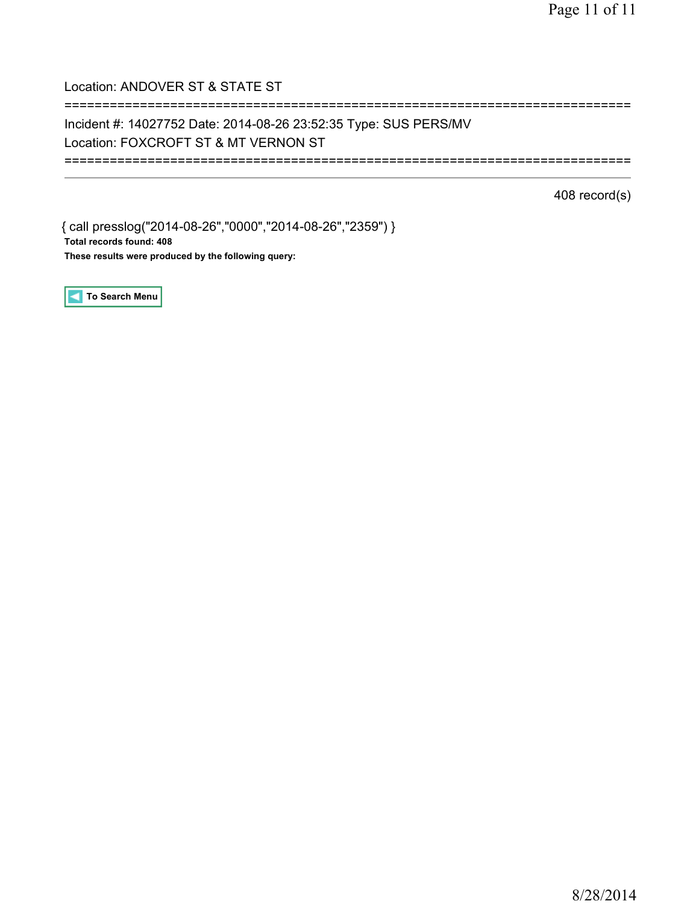Location: ANDOVER ST & STATE ST

===========================================================================

Incident #: 14027752 Date: 2014-08-26 23:52:35 Type: SUS PERS/MV

Location: FOXCROFT ST & MT VERNON ST

===========================================================================

---

408 record(s)

{ call presslog("2014-08-26","0000","2014-08-26","2359") }

**Total records found: 408**

**These results were produced by the following query:**

**To Search Menu**